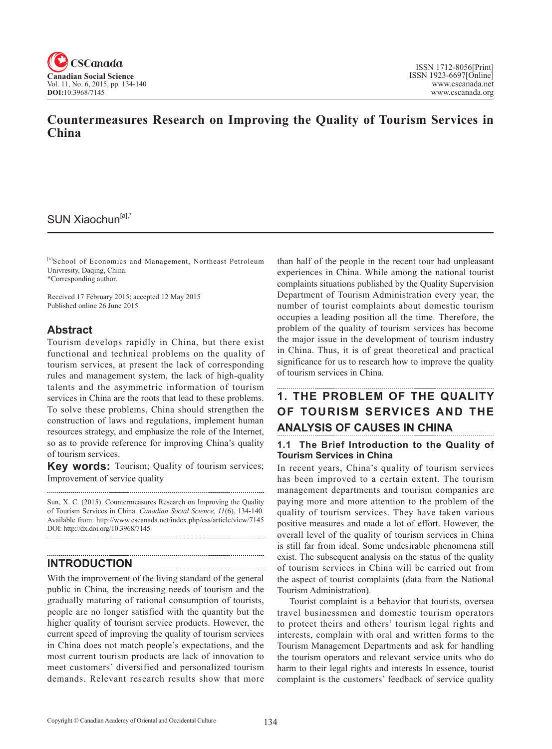# Countermeasures Research on Improving the Quality of Tourism Services in China

SUN Xiaochun[a],*

[a]School of Economics and Management, Northeast Petroleum Univresity, Daqing, China.
*Corresponding author.

Received 17 February 2015; accepted 12 May 2015
Published online 26 June 2015

## Abstract

Tourism develops rapidly in China, but there exist functional and technical problems on the quality of tourism services, at present the lack of corresponding rules and management system, the lack of high-quality talents and the asymmetric information of tourism services in China are the roots that lead to these problems. To solve these problems, China should strengthen the construction of laws and regulations, implement human resources strategy, and emphasize the role of the Internet, so as to provide reference for improving China's quality of tourism services.

**Key words:** Tourism; Quality of tourism services; Improvement of service quality

Sun, X. C. (2015). Countermeasures Research on Improving the Quality of Tourism Services in China. *Canadian Social Science, 11*(6), 134-140. Available from: http://www.cscanada.net/index.php/css/article/view/7145
DOI: http://dx.doi.org/10.3968/7145

## INTRODUCTION

With the improvement of the living standard of the general public in China, the increasing needs of tourism and the gradually maturing of rational consumption of tourists, people are no longer satisfied with the quantity but the higher quality of tourism service products. However, the current speed of improving the quality of tourism services in China does not match people's expectations, and the most current tourism products are lack of innovation to meet customers' diversified and personalized tourism demands. Relevant research results show that more than half of the people in the recent tour had unpleasant experiences in China. While among the national tourist complaints situations published by the Quality Supervision Department of Tourism Administration every year, the number of tourist complaints about domestic tourism occupies a leading position all the time. Therefore, the problem of the quality of tourism services has become the major issue in the development of tourism industry in China. Thus, it is of great theoretical and practical significance for us to research how to improve the quality of tourism services in China.

## 1. THE PROBLEM OF THE QUALITY OF TOURISM SERVICES AND THE ANALYSIS OF CAUSES IN CHINA

### 1.1 The Brief Introduction to the Quality of Tourism Services in China

In recent years, China's quality of tourism services has been improved to a certain extent. The tourism management departments and tourism companies are paying more and more attention to the problem of the quality of tourism services. They have taken various positive measures and made a lot of effort. However, the overall level of the quality of tourism services in China is still far from ideal. Some undesirable phenomena still exist. The subsequent analysis on the status of the quality of tourism services in China will be carried out from the aspect of tourist complaints (data from the National Tourism Administration).

Tourist complaint is a behavior that tourists, oversea travel businessmen and domestic tourism operators to protect theirs and others' tourism legal rights and interests, complain with oral and written forms to the Tourism Management Departments and ask for handling the tourism operators and relevant service units who do harm to their legal rights and interests In essence, tourist complaint is the customers' feedback of service quality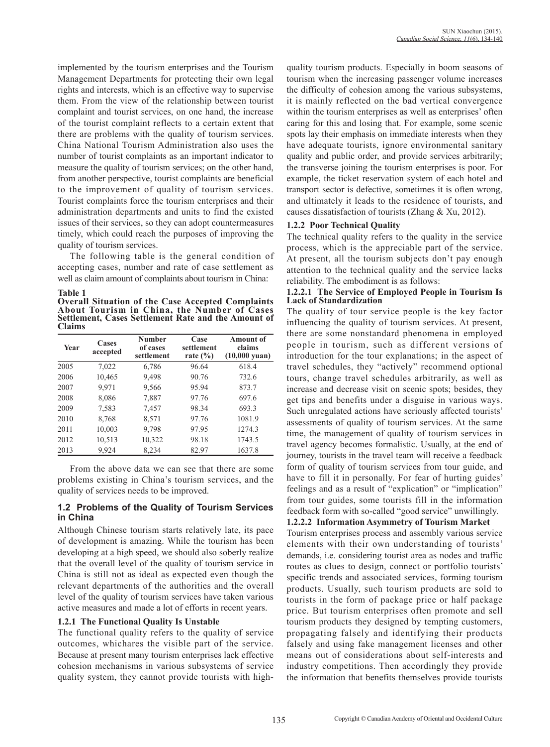implemented by the tourism enterprises and the Tourism Management Departments for protecting their own legal rights and interests, which is an effective way to supervise them. From the view of the relationship between tourist complaint and tourist services, on one hand, the increase of the tourist complaint reflects to a certain extent that there are problems with the quality of tourism services. China National Tourism Administration also uses the number of tourist complaints as an important indicator to measure the quality of tourism services; on the other hand, from another perspective, tourist complaints are beneficial to the improvement of quality of tourism services. Tourist complaints force the tourism enterprises and their administration departments and units to find the existed issues of their services, so they can adopt countermeasures timely, which could reach the purposes of improving the quality of tourism services.

The following table is the general condition of accepting cases, number and rate of case settlement as well as claim amount of complaints about tourism in China:

**Table 1**
**Overall Situation of the Case Accepted Complaints About Tourism in China, the Number of Cases Settlement, Cases Settlement Rate and the Amount of Claims**

| Year | Cases accepted | Number of cases settlement | Case settlement rate (%) | Amount of claims (10,000 yuan) |
|---|---|---|---|---|
| 2005 | 7,022 | 6,786 | 96.64 | 618.4 |
| 2006 | 10,465 | 9,498 | 90.76 | 732.6 |
| 2007 | 9,971 | 9,566 | 95.94 | 873.7 |
| 2008 | 8,086 | 7,887 | 97.76 | 697.6 |
| 2009 | 7,583 | 7,457 | 98.34 | 693.3 |
| 2010 | 8,768 | 8,571 | 97.76 | 1081.9 |
| 2011 | 10,003 | 9,798 | 97.95 | 1274.3 |
| 2012 | 10,513 | 10,322 | 98.18 | 1743.5 |
| 2013 | 9,924 | 8,234 | 82.97 | 1637.8 |

From the above data we can see that there are some problems existing in China's tourism services, and the quality of services needs to be improved.

## 1.2 Problems of the Quality of Tourism Services in China

Although Chinese tourism starts relatively late, its pace of development is amazing. While the tourism has been developing at a high speed, we should also soberly realize that the overall level of the quality of tourism service in China is still not as ideal as expected even though the relevant departments of the authorities and the overall level of the quality of tourism services have taken various active measures and made a lot of efforts in recent years.

### 1.2.1 The Functional Quality Is Unstable

The functional quality refers to the quality of service outcomes, whichares the visible part of the service. Because at present many tourism enterprises lack effective cohesion mechanisms in various subsystems of service quality system, they cannot provide tourists with high-quality tourism products. Especially in boom seasons of tourism when the increasing passenger volume increases the difficulty of cohesion among the various subsystems, it is mainly reflected on the bad vertical convergence within the tourism enterprises as well as enterprises' often caring for this and losing that. For example, some scenic spots lay their emphasis on immediate interests when they have adequate tourists, ignore environmental sanitary quality and public order, and provide services arbitrarily; the transverse joining the tourism enterprises is poor. For example, the ticket reservation system of each hotel and transport sector is defective, sometimes it is often wrong, and ultimately it leads to the residence of tourists, and causes dissatisfaction of tourists (Zhang & Xu, 2012).

### 1.2.2 Poor Technical Quality

The technical quality refers to the quality in the service process, which is the appreciable part of the service. At present, all the tourism subjects don't pay enough attention to the technical quality and the service lacks reliability. The embodiment is as follows:

#### 1.2.2.1 The Service of Employed People in Tourism Is Lack of Standardization

The quality of tour service people is the key factor influencing the quality of tourism services. At present, there are some nonstandard phenomena in employed people in tourism, such as different versions of introduction for the tour explanations; in the aspect of travel schedules, they "actively" recommend optional tours, change travel schedules arbitrarily, as well as increase and decrease visit on scenic spots; besides, they get tips and benefits under a disguise in various ways. Such unregulated actions have seriously affected tourists' assessments of quality of tourism services. At the same time, the management of quality of tourism services in travel agency becomes formalistic. Usually, at the end of journey, tourists in the travel team will receive a feedback form of quality of tourism services from tour guide, and have to fill it in personally. For fear of hurting guides' feelings and as a result of "explication" or "implication" from tour guides, some tourists fill in the information feedback form with so-called "good service" unwillingly.

#### 1.2.2.2 Information Asymmetry of Tourism Market

Tourism enterprises process and assembly various service elements with their own understanding of tourists' demands, i.e. considering tourist area as nodes and traffic routes as clues to design, connect or portfolio tourists' specific trends and associated services, forming tourism products. Usually, such tourism products are sold to tourists in the form of package price or half package price. But tourism enterprises often promote and sell tourism products they designed by tempting customers, propagating falsely and identifying their products falsely and using fake management licenses and other means out of considerations about self-interests and industry competitions. Then accordingly they provide the information that benefits themselves provide tourists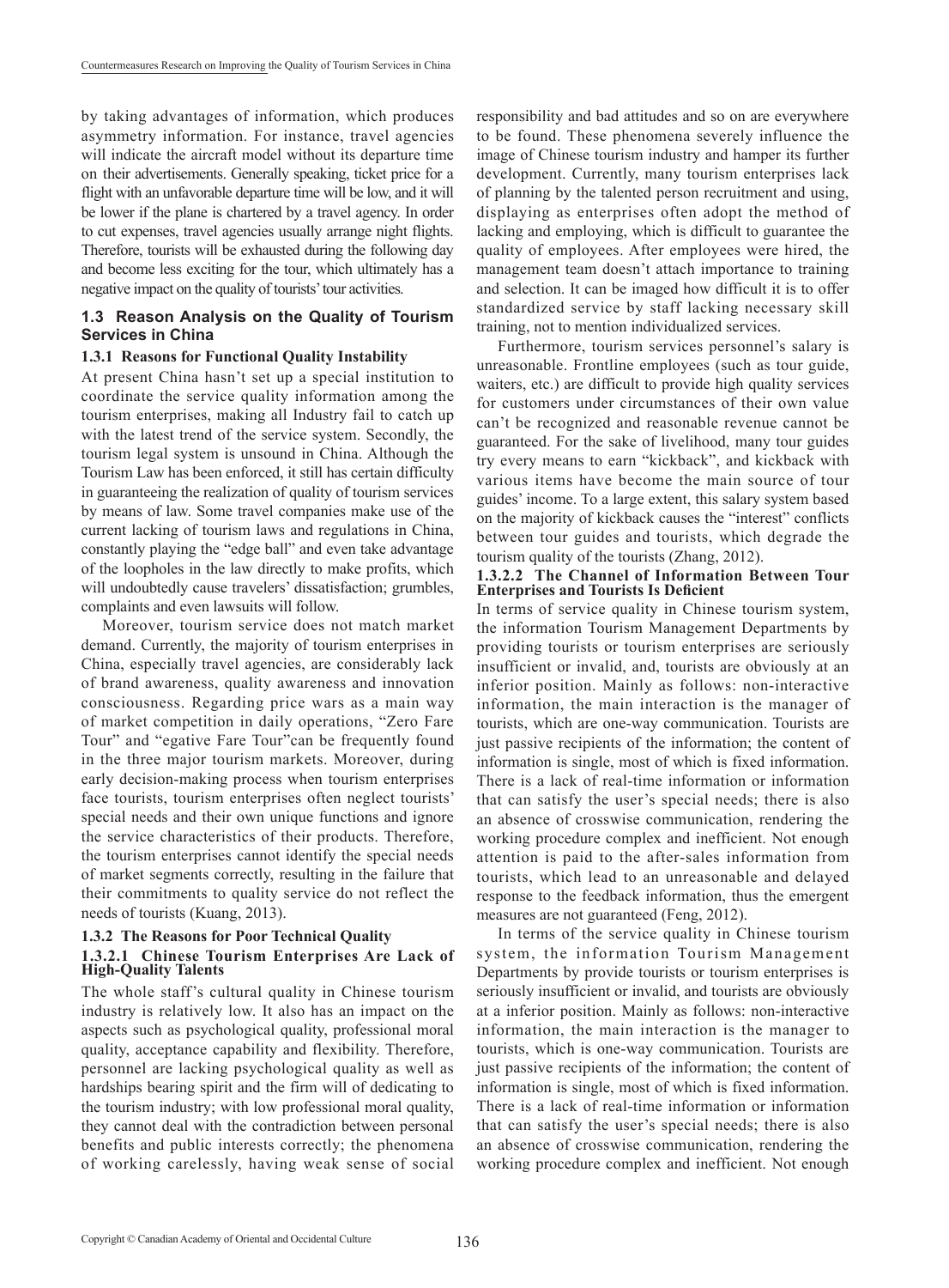by taking advantages of information, which produces asymmetry information. For instance, travel agencies will indicate the aircraft model without its departure time on their advertisements. Generally speaking, ticket price for a flight with an unfavorable departure time will be low, and it will be lower if the plane is chartered by a travel agency. In order to cut expenses, travel agencies usually arrange night flights. Therefore, tourists will be exhausted during the following day and become less exciting for the tour, which ultimately has a negative impact on the quality of tourists' tour activities.

### 1.3 Reason Analysis on the Quality of Tourism Services in China

#### 1.3.1 Reasons for Functional Quality Instability

At present China hasn't set up a special institution to coordinate the service quality information among the tourism enterprises, making all Industry fail to catch up with the latest trend of the service system. Secondly, the tourism legal system is unsound in China. Although the Tourism Law has been enforced, it still has certain difficulty in guaranteeing the realization of quality of tourism services by means of law. Some travel companies make use of the current lacking of tourism laws and regulations in China, constantly playing the "edge ball" and even take advantage of the loopholes in the law directly to make profits, which will undoubtedly cause travelers' dissatisfaction; grumbles, complaints and even lawsuits will follow.

Moreover, tourism service does not match market demand. Currently, the majority of tourism enterprises in China, especially travel agencies, are considerably lack of brand awareness, quality awareness and innovation consciousness. Regarding price wars as a main way of market competition in daily operations, "Zero Fare Tour" and "egative Fare Tour"can be frequently found in the three major tourism markets. Moreover, during early decision-making process when tourism enterprises face tourists, tourism enterprises often neglect tourists' special needs and their own unique functions and ignore the service characteristics of their products. Therefore, the tourism enterprises cannot identify the special needs of market segments correctly, resulting in the failure that their commitments to quality service do not reflect the needs of tourists (Kuang, 2013).

#### 1.3.2 The Reasons for Poor Technical Quality

##### 1.3.2.1 Chinese Tourism Enterprises Are Lack of High-Quality Talents

The whole staff's cultural quality in Chinese tourism industry is relatively low. It also has an impact on the aspects such as psychological quality, professional moral quality, acceptance capability and flexibility. Therefore, personnel are lacking psychological quality as well as hardships bearing spirit and the firm will of dedicating to the tourism industry; with low professional moral quality, they cannot deal with the contradiction between personal benefits and public interests correctly; the phenomena of working carelessly, having weak sense of social responsibility and bad attitudes and so on are everywhere to be found. These phenomena severely influence the image of Chinese tourism industry and hamper its further development. Currently, many tourism enterprises lack of planning by the talented person recruitment and using, displaying as enterprises often adopt the method of lacking and employing, which is difficult to guarantee the quality of employees. After employees were hired, the management team doesn't attach importance to training and selection. It can be imaged how difficult it is to offer standardized service by staff lacking necessary skill training, not to mention individualized services.

Furthermore, tourism services personnel's salary is unreasonable. Frontline employees (such as tour guide, waiters, etc.) are difficult to provide high quality services for customers under circumstances of their own value can't be recognized and reasonable revenue cannot be guaranteed. For the sake of livelihood, many tour guides try every means to earn "kickback", and kickback with various items have become the main source of tour guides' income. To a large extent, this salary system based on the majority of kickback causes the "interest" conflicts between tour guides and tourists, which degrade the tourism quality of the tourists (Zhang, 2012).

##### 1.3.2.2 The Channel of Information Between Tour Enterprises and Tourists Is Deficient

In terms of service quality in Chinese tourism system, the information Tourism Management Departments by providing tourists or tourism enterprises are seriously insufficient or invalid, and, tourists are obviously at an inferior position. Mainly as follows: non-interactive information, the main interaction is the manager of tourists, which are one-way communication. Tourists are just passive recipients of the information; the content of information is single, most of which is fixed information. There is a lack of real-time information or information that can satisfy the user's special needs; there is also an absence of crosswise communication, rendering the working procedure complex and inefficient. Not enough attention is paid to the after-sales information from tourists, which lead to an unreasonable and delayed response to the feedback information, thus the emergent measures are not guaranteed (Feng, 2012).

In terms of the service quality in Chinese tourism system, the information Tourism Management Departments by provide tourists or tourism enterprises is seriously insufficient or invalid, and tourists are obviously at a inferior position. Mainly as follows: non-interactive information, the main interaction is the manager to tourists, which is one-way communication. Tourists are just passive recipients of the information; the content of information is single, most of which is fixed information. There is a lack of real-time information or information that can satisfy the user's special needs; there is also an absence of crosswise communication, rendering the working procedure complex and inefficient. Not enough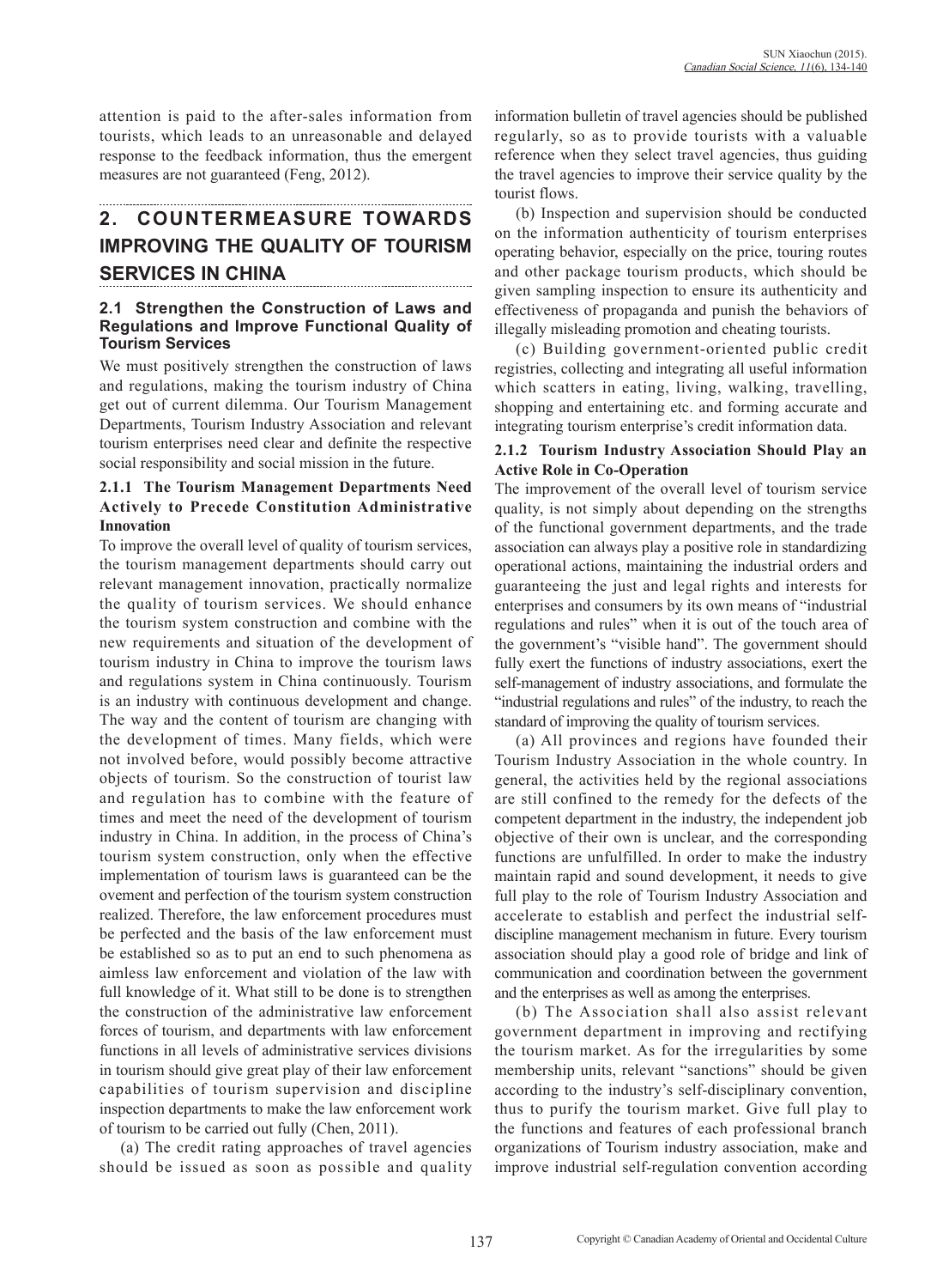attention is paid to the after-sales information from tourists, which leads to an unreasonable and delayed response to the feedback information, thus the emergent measures are not guaranteed (Feng, 2012).

## 2. COUNTERMEASURE TOWARDS IMPROVING THE QUALITY OF TOURISM SERVICES IN CHINA

### 2.1 Strengthen the Construction of Laws and Regulations and Improve Functional Quality of Tourism Services

We must positively strengthen the construction of laws and regulations, making the tourism industry of China get out of current dilemma. Our Tourism Management Departments, Tourism Industry Association and relevant tourism enterprises need clear and definite the respective social responsibility and social mission in the future.

#### 2.1.1 The Tourism Management Departments Need Actively to Precede Constitution Administrative Innovation

To improve the overall level of quality of tourism services, the tourism management departments should carry out relevant management innovation, practically normalize the quality of tourism services. We should enhance the tourism system construction and combine with the new requirements and situation of the development of tourism industry in China to improve the tourism laws and regulations system in China continuously. Tourism is an industry with continuous development and change. The way and the content of tourism are changing with the development of times. Many fields, which were not involved before, would possibly become attractive objects of tourism. So the construction of tourist law and regulation has to combine with the feature of times and meet the need of the development of tourism industry in China. In addition, in the process of China's tourism system construction, only when the effective implementation of tourism laws is guaranteed can be the ovement and perfection of the tourism system construction realized. Therefore, the law enforcement procedures must be perfected and the basis of the law enforcement must be established so as to put an end to such phenomena as aimless law enforcement and violation of the law with full knowledge of it. What still to be done is to strengthen the construction of the administrative law enforcement forces of tourism, and departments with law enforcement functions in all levels of administrative services divisions in tourism should give great play of their law enforcement capabilities of tourism supervision and discipline inspection departments to make the law enforcement work of tourism to be carried out fully (Chen, 2011).

(a) The credit rating approaches of travel agencies should be issued as soon as possible and quality information bulletin of travel agencies should be published regularly, so as to provide tourists with a valuable reference when they select travel agencies, thus guiding the travel agencies to improve their service quality by the tourist flows.

(b) Inspection and supervision should be conducted on the information authenticity of tourism enterprises operating behavior, especially on the price, touring routes and other package tourism products, which should be given sampling inspection to ensure its authenticity and effectiveness of propaganda and punish the behaviors of illegally misleading promotion and cheating tourists.

(c) Building government-oriented public credit registries, collecting and integrating all useful information which scatters in eating, living, walking, travelling, shopping and entertaining etc. and forming accurate and integrating tourism enterprise's credit information data.

#### 2.1.2 Tourism Industry Association Should Play an Active Role in Co-Operation

The improvement of the overall level of tourism service quality, is not simply about depending on the strengths of the functional government departments, and the trade association can always play a positive role in standardizing operational actions, maintaining the industrial orders and guaranteeing the just and legal rights and interests for enterprises and consumers by its own means of "industrial regulations and rules" when it is out of the touch area of the government's "visible hand". The government should fully exert the functions of industry associations, exert the self-management of industry associations, and formulate the "industrial regulations and rules" of the industry, to reach the standard of improving the quality of tourism services.

(a) All provinces and regions have founded their Tourism Industry Association in the whole country. In general, the activities held by the regional associations are still confined to the remedy for the defects of the competent department in the industry, the independent job objective of their own is unclear, and the corresponding functions are unfulfilled. In order to make the industry maintain rapid and sound development, it needs to give full play to the role of Tourism Industry Association and accelerate to establish and perfect the industrial self-discipline management mechanism in future. Every tourism association should play a good role of bridge and link of communication and coordination between the government and the enterprises as well as among the enterprises.

(b) The Association shall also assist relevant government department in improving and rectifying the tourism market. As for the irregularities by some membership units, relevant "sanctions" should be given according to the industry's self-disciplinary convention, thus to purify the tourism market. Give full play to the functions and features of each professional branch organizations of Tourism industry association, make and improve industrial self-regulation convention according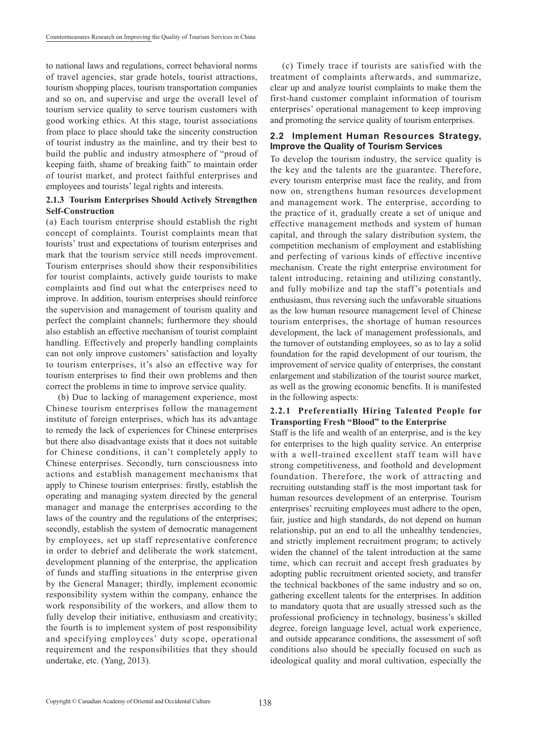to national laws and regulations, correct behavioral norms of travel agencies, star grade hotels, tourist attractions, tourism shopping places, tourism transportation companies and so on, and supervise and urge the overall level of tourism service quality to serve tourism customers with good working ethics. At this stage, tourist associations from place to place should take the sincerity construction of tourist industry as the mainline, and try their best to build the public and industry atmosphere of "proud of keeping faith, shame of breaking faith" to maintain order of tourist market, and protect faithful enterprises and employees and tourists' legal rights and interests.

#### 2.1.3 Tourism Enterprises Should Actively Strengthen Self-Construction

(a) Each tourism enterprise should establish the right concept of complaints. Tourist complaints mean that tourists' trust and expectations of tourism enterprises and mark that the tourism service still needs improvement. Tourism enterprises should show their responsibilities for tourist complaints, actively guide tourists to make complaints and find out what the enterprises need to improve. In addition, tourism enterprises should reinforce the supervision and management of tourism quality and perfect the complaint channels; furthermore they should also establish an effective mechanism of tourist complaint handling. Effectively and properly handling complaints can not only improve customers' satisfaction and loyalty to tourism enterprises, it's also an effective way for tourism enterprises to find their own problems and then correct the problems in time to improve service quality.

(b) Due to lacking of management experience, most Chinese tourism enterprises follow the management institute of foreign enterprises, which has its advantage to remedy the lack of experiences for Chinese enterprises but there also disadvantage exists that it does not suitable for Chinese conditions, it can't completely apply to Chinese enterprises. Secondly, turn consciousness into actions and establish management mechanisms that apply to Chinese tourism enterprises: firstly, establish the operating and managing system directed by the general manager and manage the enterprises according to the laws of the country and the regulations of the enterprises; secondly, establish the system of democratic management by employees, set up staff representative conference in order to debrief and deliberate the work statement, development planning of the enterprise, the application of funds and staffing situations in the enterprise given by the General Manager; thirdly, implement economic responsibility system within the company, enhance the work responsibility of the workers, and allow them to fully develop their initiative, enthusiasm and creativity; the fourth is to implement system of post responsibility and specifying employees' duty scope, operational requirement and the responsibilities that they should undertake, etc. (Yang, 2013).

(c) Timely trace if tourists are satisfied with the treatment of complaints afterwards, and summarize, clear up and analyze tourist complaints to make them the first-hand customer complaint information of tourism enterprises' operational management to keep improving and promoting the service quality of tourism enterprises.

### 2.2 Implement Human Resources Strategy, Improve the Quality of Tourism Services

To develop the tourism industry, the service quality is the key and the talents are the guarantee. Therefore, every tourism enterprise must face the reality, and from now on, strengthens human resources development and management work. The enterprise, according to the practice of it, gradually create a set of unique and effective management methods and system of human capital, and through the salary distribution system, the competition mechanism of employment and establishing and perfecting of various kinds of effective incentive mechanism. Create the right enterprise environment for talent introducing, retaining and utilizing constantly, and fully mobilize and tap the staff's potentials and enthusiasm, thus reversing such the unfavorable situations as the low human resource management level of Chinese tourism enterprises, the shortage of human resources development, the lack of management professionals, and the turnover of outstanding employees, so as to lay a solid foundation for the rapid development of our tourism, the improvement of service quality of enterprises, the constant enlargement and stabilization of the tourist source market, as well as the growing economic benefits. It is manifested in the following aspects:

#### 2.2.1 Preferentially Hiring Talented People for Transporting Fresh "Blood" to the Enterprise

Staff is the life and wealth of an enterprise, and is the key for enterprises to the high quality service. An enterprise with a well-trained excellent staff team will have strong competitiveness, and foothold and development foundation. Therefore, the work of attracting and recruiting outstanding staff is the most important task for human resources development of an enterprise. Tourism enterprises' recruiting employees must adhere to the open, fair, justice and high standards, do not depend on human relationship, put an end to all the unhealthy tendencies, and strictly implement recruitment program; to actively widen the channel of the talent introduction at the same time, which can recruit and accept fresh graduates by adopting public recruitment oriented society, and transfer the technical backbones of the same industry and so on, gathering excellent talents for the enterprises. In addition to mandatory quota that are usually stressed such as the professional proficiency in technology, business's skilled degree, foreign language level, actual work experience, and outside appearance conditions, the assessment of soft conditions also should be specially focused on such as ideological quality and moral cultivation, especially the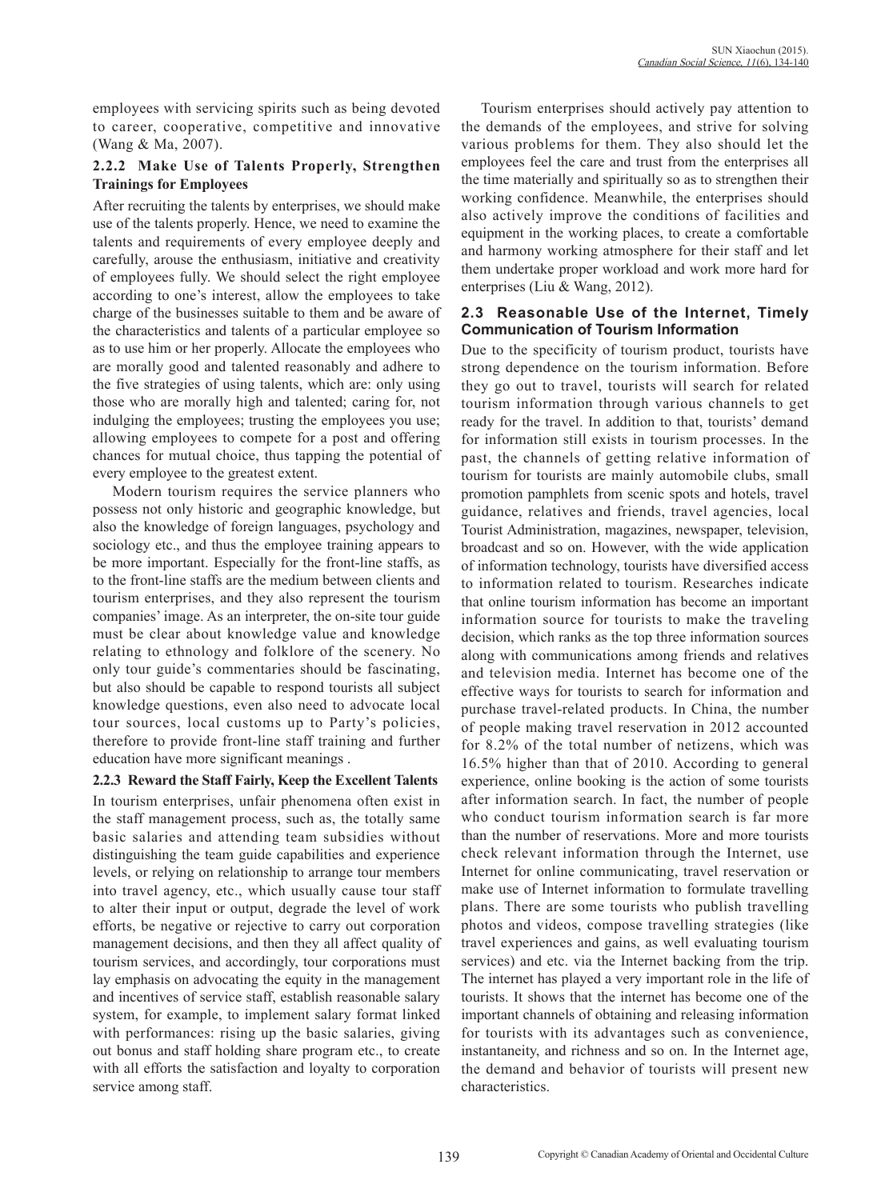employees with servicing spirits such as being devoted to career, cooperative, competitive and innovative (Wang & Ma, 2007).

#### 2.2.2 Make Use of Talents Properly, Strengthen Trainings for Employees

After recruiting the talents by enterprises, we should make use of the talents properly. Hence, we need to examine the talents and requirements of every employee deeply and carefully, arouse the enthusiasm, initiative and creativity of employees fully. We should select the right employee according to one's interest, allow the employees to take charge of the businesses suitable to them and be aware of the characteristics and talents of a particular employee so as to use him or her properly. Allocate the employees who are morally good and talented reasonably and adhere to the five strategies of using talents, which are: only using those who are morally high and talented; caring for, not indulging the employees; trusting the employees you use; allowing employees to compete for a post and offering chances for mutual choice, thus tapping the potential of every employee to the greatest extent.

Modern tourism requires the service planners who possess not only historic and geographic knowledge, but also the knowledge of foreign languages, psychology and sociology etc., and thus the employee training appears to be more important. Especially for the front-line staffs, as to the front-line staffs are the medium between clients and tourism enterprises, and they also represent the tourism companies' image. As an interpreter, the on-site tour guide must be clear about knowledge value and knowledge relating to ethnology and folklore of the scenery. No only tour guide's commentaries should be fascinating, but also should be capable to respond tourists all subject knowledge questions, even also need to advocate local tour sources, local customs up to Party's policies, therefore to provide front-line staff training and further education have more significant meanings .

#### 2.2.3 Reward the Staff Fairly, Keep the Excellent Talents

In tourism enterprises, unfair phenomena often exist in the staff management process, such as, the totally same basic salaries and attending team subsidies without distinguishing the team guide capabilities and experience levels, or relying on relationship to arrange tour members into travel agency, etc., which usually cause tour staff to alter their input or output, degrade the level of work efforts, be negative or rejective to carry out corporation management decisions, and then they all affect quality of tourism services, and accordingly, tour corporations must lay emphasis on advocating the equity in the management and incentives of service staff, establish reasonable salary system, for example, to implement salary format linked with performances: rising up the basic salaries, giving out bonus and staff holding share program etc., to create with all efforts the satisfaction and loyalty to corporation service among staff.

Tourism enterprises should actively pay attention to the demands of the employees, and strive for solving various problems for them. They also should let the employees feel the care and trust from the enterprises all the time materially and spiritually so as to strengthen their working confidence. Meanwhile, the enterprises should also actively improve the conditions of facilities and equipment in the working places, to create a comfortable and harmony working atmosphere for their staff and let them undertake proper workload and work more hard for enterprises (Liu & Wang, 2012).

### 2.3 Reasonable Use of the Internet, Timely Communication of Tourism Information

Due to the specificity of tourism product, tourists have strong dependence on the tourism information. Before they go out to travel, tourists will search for related tourism information through various channels to get ready for the travel. In addition to that, tourists' demand for information still exists in tourism processes. In the past, the channels of getting relative information of tourism for tourists are mainly automobile clubs, small promotion pamphlets from scenic spots and hotels, travel guidance, relatives and friends, travel agencies, local Tourist Administration, magazines, newspaper, television, broadcast and so on. However, with the wide application of information technology, tourists have diversified access to information related to tourism. Researches indicate that online tourism information has become an important information source for tourists to make the traveling decision, which ranks as the top three information sources along with communications among friends and relatives and television media. Internet has become one of the effective ways for tourists to search for information and purchase travel-related products. In China, the number of people making travel reservation in 2012 accounted for 8.2% of the total number of netizens, which was 16.5% higher than that of 2010. According to general experience, online booking is the action of some tourists after information search. In fact, the number of people who conduct tourism information search is far more than the number of reservations. More and more tourists check relevant information through the Internet, use Internet for online communicating, travel reservation or make use of Internet information to formulate travelling plans. There are some tourists who publish travelling photos and videos, compose travelling strategies (like travel experiences and gains, as well evaluating tourism services) and etc. via the Internet backing from the trip. The internet has played a very important role in the life of tourists. It shows that the internet has become one of the important channels of obtaining and releasing information for tourists with its advantages such as convenience, instantaneity, and richness and so on. In the Internet age, the demand and behavior of tourists will present new characteristics.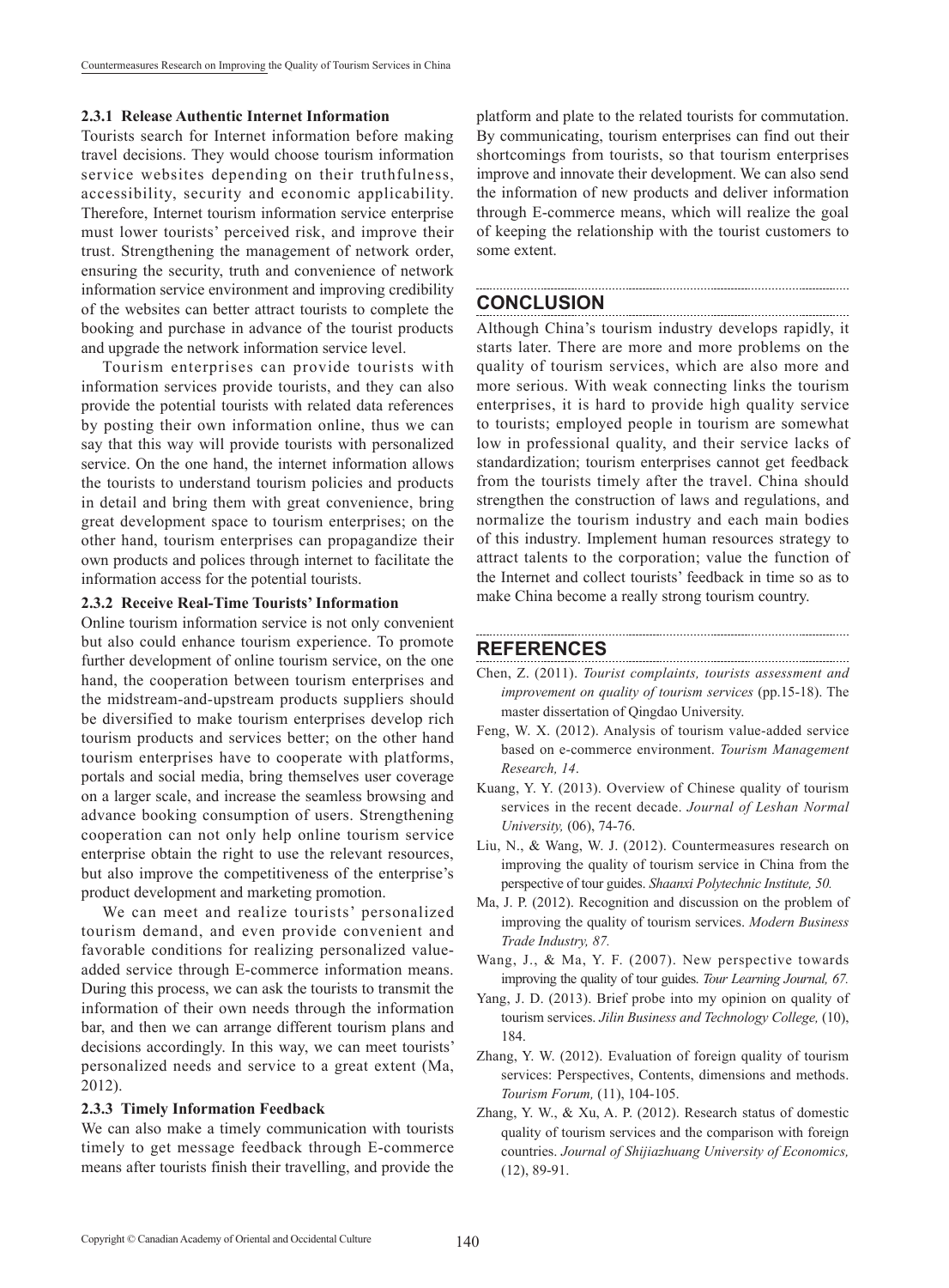#### 2.3.1 Release Authentic Internet Information

Tourists search for Internet information before making travel decisions. They would choose tourism information service websites depending on their truthfulness, accessibility, security and economic applicability. Therefore, Internet tourism information service enterprise must lower tourists' perceived risk, and improve their trust. Strengthening the management of network order, ensuring the security, truth and convenience of network information service environment and improving credibility of the websites can better attract tourists to complete the booking and purchase in advance of the tourist products and upgrade the network information service level.

Tourism enterprises can provide tourists with information services provide tourists, and they can also provide the potential tourists with related data references by posting their own information online, thus we can say that this way will provide tourists with personalized service. On the one hand, the internet information allows the tourists to understand tourism policies and products in detail and bring them with great convenience, bring great development space to tourism enterprises; on the other hand, tourism enterprises can propagandize their own products and polices through internet to facilitate the information access for the potential tourists.

#### 2.3.2 Receive Real-Time Tourists' Information

Online tourism information service is not only convenient but also could enhance tourism experience. To promote further development of online tourism service, on the one hand, the cooperation between tourism enterprises and the midstream-and-upstream products suppliers should be diversified to make tourism enterprises develop rich tourism products and services better; on the other hand tourism enterprises have to cooperate with platforms, portals and social media, bring themselves user coverage on a larger scale, and increase the seamless browsing and advance booking consumption of users. Strengthening cooperation can not only help online tourism service enterprise obtain the right to use the relevant resources, but also improve the competitiveness of the enterprise's product development and marketing promotion.

We can meet and realize tourists' personalized tourism demand, and even provide convenient and favorable conditions for realizing personalized value-added service through E-commerce information means. During this process, we can ask the tourists to transmit the information of their own needs through the information bar, and then we can arrange different tourism plans and decisions accordingly. In this way, we can meet tourists' personalized needs and service to a great extent (Ma, 2012).

#### 2.3.3 Timely Information Feedback

We can also make a timely communication with tourists timely to get message feedback through E-commerce means after tourists finish their travelling, and provide the platform and plate to the related tourists for commutation. By communicating, tourism enterprises can find out their shortcomings from tourists, so that tourism enterprises improve and innovate their development. We can also send the information of new products and deliver information through E-commerce means, which will realize the goal of keeping the relationship with the tourist customers to some extent.

## CONCLUSION

Although China's tourism industry develops rapidly, it starts later. There are more and more problems on the quality of tourism services, which are also more and more serious. With weak connecting links the tourism enterprises, it is hard to provide high quality service to tourists; employed people in tourism are somewhat low in professional quality, and their service lacks of standardization; tourism enterprises cannot get feedback from the tourists timely after the travel. China should strengthen the construction of laws and regulations, and normalize the tourism industry and each main bodies of this industry. Implement human resources strategy to attract talents to the corporation; value the function of the Internet and collect tourists' feedback in time so as to make China become a really strong tourism country.

## REFERENCES

Chen, Z. (2011). *Tourist complaints, tourists assessment and improvement on quality of tourism services* (pp.15-18). The master dissertation of Qingdao University.

Feng, W. X. (2012). Analysis of tourism value-added service based on e-commerce environment. *Tourism Management Research, 14*.

Kuang, Y. Y. (2013). Overview of Chinese quality of tourism services in the recent decade. *Journal of Leshan Normal University,* (06), 74-76.

Liu, N., & Wang, W. J. (2012). Countermeasures research on improving the quality of tourism service in China from the perspective of tour guides. *Shaanxi Polytechnic Institute, 50.*

Ma, J. P. (2012). Recognition and discussion on the problem of improving the quality of tourism services. *Modern Business Trade Industry, 87.*

Wang, J., & Ma, Y. F. (2007). New perspective towards improving the quality of tour guides. *Tour Learning Journal, 67.*

Yang, J. D. (2013). Brief probe into my opinion on quality of tourism services. *Jilin Business and Technology College,* (10), 184.

Zhang, Y. W. (2012). Evaluation of foreign quality of tourism services: Perspectives, Contents, dimensions and methods. *Tourism Forum,* (11), 104-105.

Zhang, Y. W., & Xu, A. P. (2012). Research status of domestic quality of tourism services and the comparison with foreign countries. *Journal of Shijiazhuang University of Economics,* (12), 89-91.